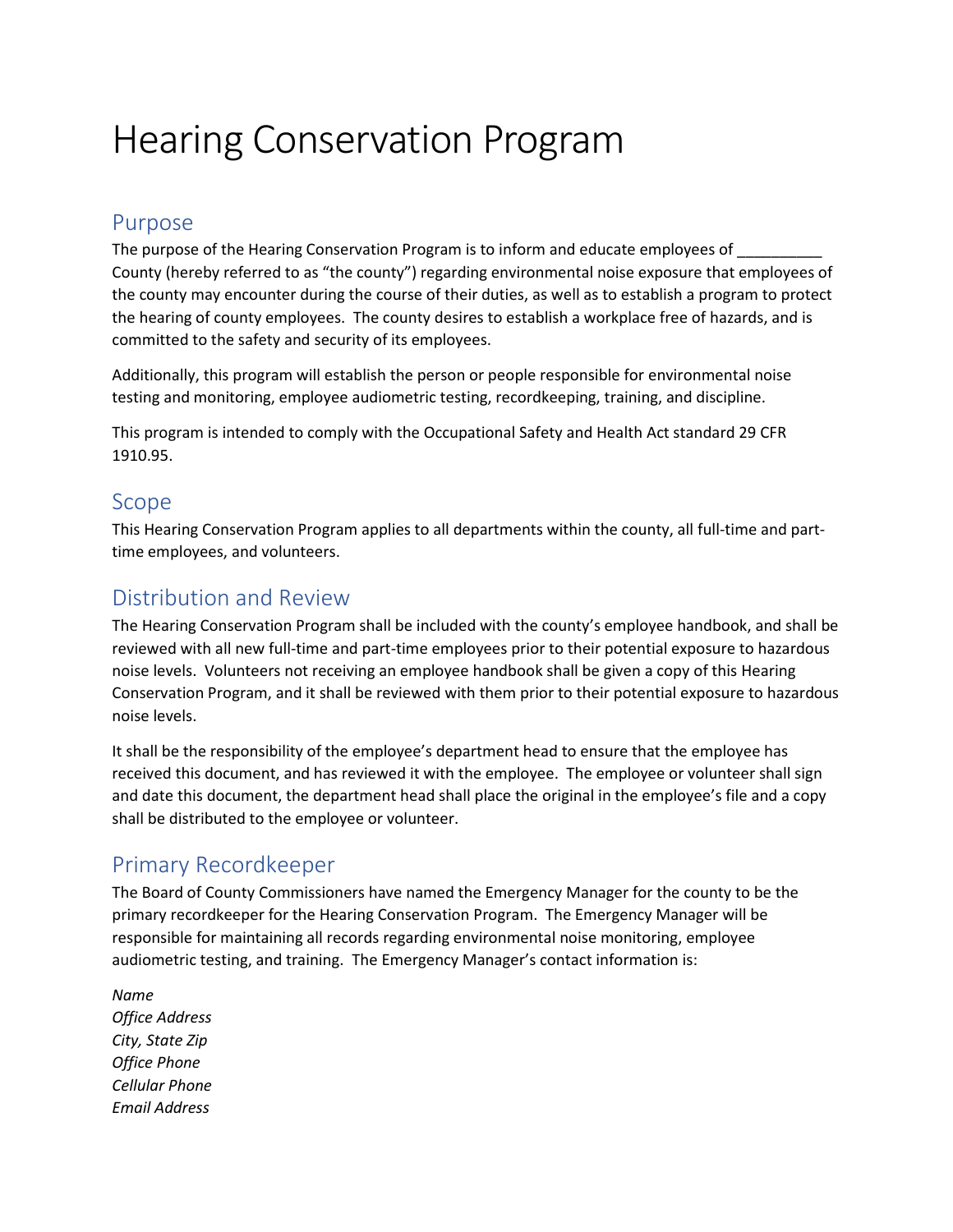# Hearing Conservation Program

## Purpose

The purpose of the Hearing Conservation Program is to inform and educate employees of __________ County (hereby referred to as "the county") regarding environmental noise exposure that employees of the county may encounter during the course of their duties, as well as to establish a program to protect the hearing of county employees. The county desires to establish a workplace free of hazards, and is committed to the safety and security of its employees.

Additionally, this program will establish the person or people responsible for environmental noise testing and monitoring, employee audiometric testing, recordkeeping, training, and discipline.

This program is intended to comply with the Occupational Safety and Health Act standard 29 CFR 1910.95.

## Scope

This Hearing Conservation Program applies to all departments within the county, all full-time and part-time employees, and volunteers.

## Distribution and Review

The Hearing Conservation Program shall be included with the county's employee handbook, and shall be reviewed with all new full-time and part-time employees prior to their potential exposure to hazardous noise levels. Volunteers not receiving an employee handbook shall be given a copy of this Hearing Conservation Program, and it shall be reviewed with them prior to their potential exposure to hazardous noise levels.

It shall be the responsibility of the employee's department head to ensure that the employee has received this document, and has reviewed it with the employee. The employee or volunteer shall sign and date this document, the department head shall place the original in the employee's file and a copy shall be distributed to the employee or volunteer.

## Primary Recordkeeper

The Board of County Commissioners have named the Emergency Manager for the county to be the primary recordkeeper for the Hearing Conservation Program. The Emergency Manager will be responsible for maintaining all records regarding environmental noise monitoring, employee audiometric testing, and training. The Emergency Manager's contact information is:

*Name*
*Office Address*
*City, State Zip*
*Office Phone*
*Cellular Phone*
*Email Address*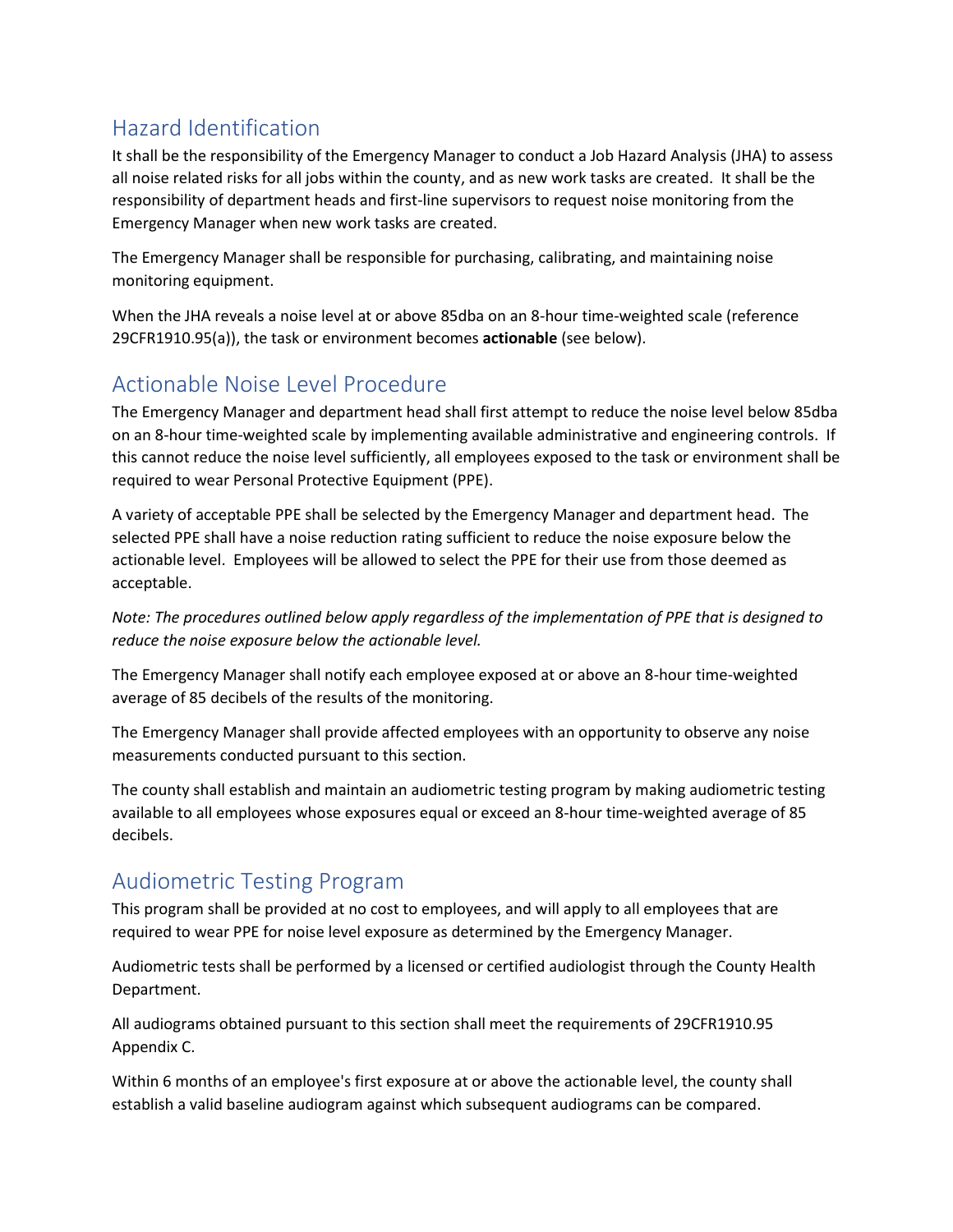## Hazard Identification

It shall be the responsibility of the Emergency Manager to conduct a Job Hazard Analysis (JHA) to assess all noise related risks for all jobs within the county, and as new work tasks are created. It shall be the responsibility of department heads and first-line supervisors to request noise monitoring from the Emergency Manager when new work tasks are created.

The Emergency Manager shall be responsible for purchasing, calibrating, and maintaining noise monitoring equipment.

When the JHA reveals a noise level at or above 85dba on an 8-hour time-weighted scale (reference 29CFR1910.95(a)), the task or environment becomes **actionable** (see below).

## Actionable Noise Level Procedure

The Emergency Manager and department head shall first attempt to reduce the noise level below 85dba on an 8-hour time-weighted scale by implementing available administrative and engineering controls. If this cannot reduce the noise level sufficiently, all employees exposed to the task or environment shall be required to wear Personal Protective Equipment (PPE).

A variety of acceptable PPE shall be selected by the Emergency Manager and department head. The selected PPE shall have a noise reduction rating sufficient to reduce the noise exposure below the actionable level. Employees will be allowed to select the PPE for their use from those deemed as acceptable.

*Note: The procedures outlined below apply regardless of the implementation of PPE that is designed to reduce the noise exposure below the actionable level.*

The Emergency Manager shall notify each employee exposed at or above an 8-hour time-weighted average of 85 decibels of the results of the monitoring.

The Emergency Manager shall provide affected employees with an opportunity to observe any noise measurements conducted pursuant to this section.

The county shall establish and maintain an audiometric testing program by making audiometric testing available to all employees whose exposures equal or exceed an 8-hour time-weighted average of 85 decibels.

## Audiometric Testing Program

This program shall be provided at no cost to employees, and will apply to all employees that are required to wear PPE for noise level exposure as determined by the Emergency Manager.

Audiometric tests shall be performed by a licensed or certified audiologist through the County Health Department.

All audiograms obtained pursuant to this section shall meet the requirements of 29CFR1910.95 Appendix C.

Within 6 months of an employee's first exposure at or above the actionable level, the county shall establish a valid baseline audiogram against which subsequent audiograms can be compared.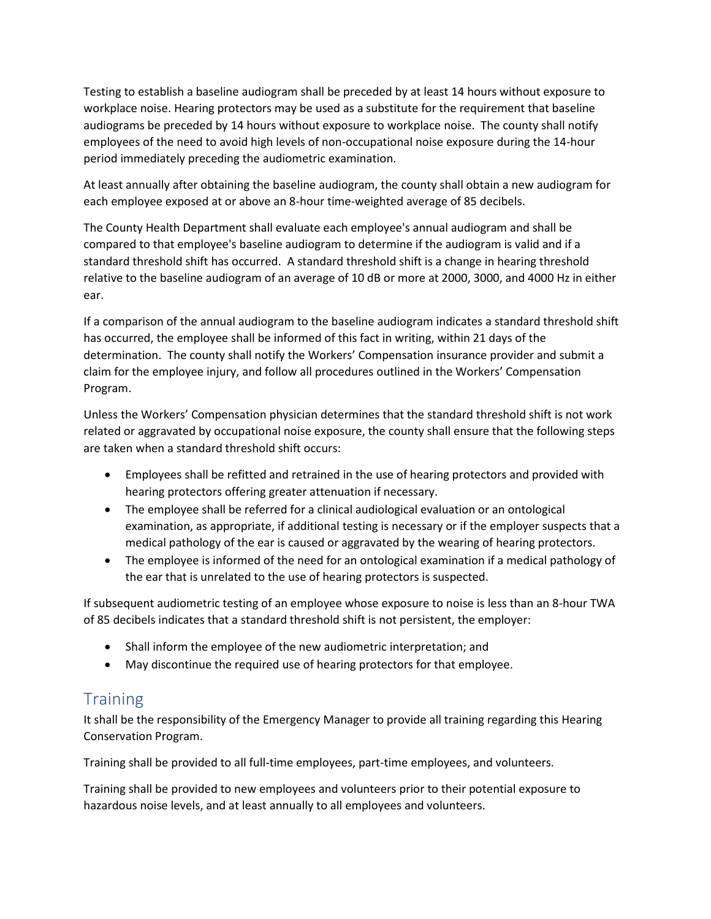Testing to establish a baseline audiogram shall be preceded by at least 14 hours without exposure to workplace noise. Hearing protectors may be used as a substitute for the requirement that baseline audiograms be preceded by 14 hours without exposure to workplace noise. The county shall notify employees of the need to avoid high levels of non-occupational noise exposure during the 14-hour period immediately preceding the audiometric examination.

At least annually after obtaining the baseline audiogram, the county shall obtain a new audiogram for each employee exposed at or above an 8-hour time-weighted average of 85 decibels.

The County Health Department shall evaluate each employee's annual audiogram and shall be compared to that employee's baseline audiogram to determine if the audiogram is valid and if a standard threshold shift has occurred. A standard threshold shift is a change in hearing threshold relative to the baseline audiogram of an average of 10 dB or more at 2000, 3000, and 4000 Hz in either ear.

If a comparison of the annual audiogram to the baseline audiogram indicates a standard threshold shift has occurred, the employee shall be informed of this fact in writing, within 21 days of the determination. The county shall notify the Workers' Compensation insurance provider and submit a claim for the employee injury, and follow all procedures outlined in the Workers' Compensation Program.

Unless the Workers' Compensation physician determines that the standard threshold shift is not work related or aggravated by occupational noise exposure, the county shall ensure that the following steps are taken when a standard threshold shift occurs:

- Employees shall be refitted and retrained in the use of hearing protectors and provided with hearing protectors offering greater attenuation if necessary.
- The employee shall be referred for a clinical audiological evaluation or an ontological examination, as appropriate, if additional testing is necessary or if the employer suspects that a medical pathology of the ear is caused or aggravated by the wearing of hearing protectors.
- The employee is informed of the need for an ontological examination if a medical pathology of the ear that is unrelated to the use of hearing protectors is suspected.

If subsequent audiometric testing of an employee whose exposure to noise is less than an 8-hour TWA of 85 decibels indicates that a standard threshold shift is not persistent, the employer:

- Shall inform the employee of the new audiometric interpretation; and
- May discontinue the required use of hearing protectors for that employee.

## Training

It shall be the responsibility of the Emergency Manager to provide all training regarding this Hearing Conservation Program.

Training shall be provided to all full-time employees, part-time employees, and volunteers.

Training shall be provided to new employees and volunteers prior to their potential exposure to hazardous noise levels, and at least annually to all employees and volunteers.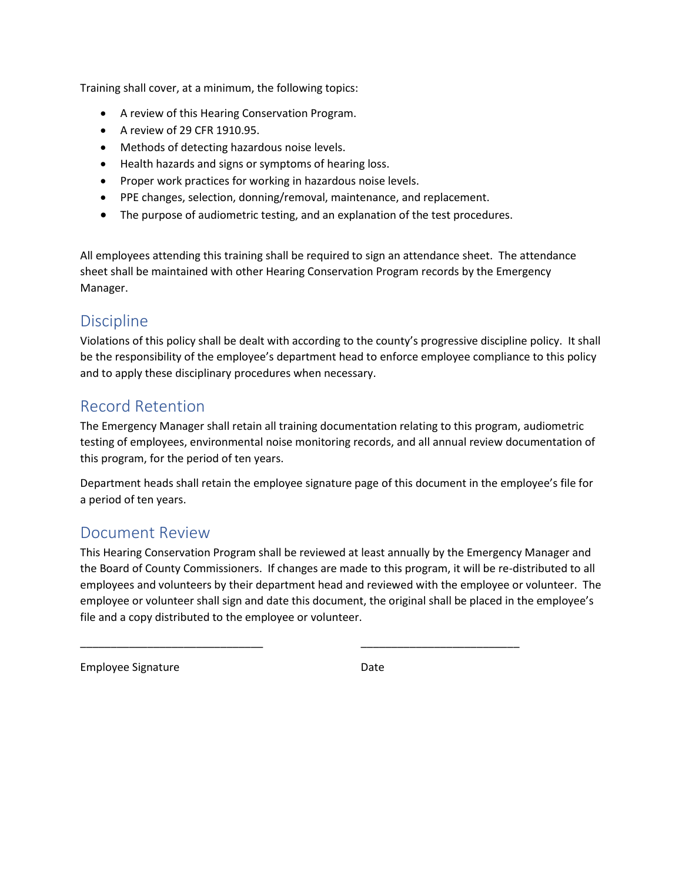Training shall cover, at a minimum, the following topics:

- A review of this Hearing Conservation Program.
- A review of 29 CFR 1910.95.
- Methods of detecting hazardous noise levels.
- Health hazards and signs or symptoms of hearing loss.
- Proper work practices for working in hazardous noise levels.
- PPE changes, selection, donning/removal, maintenance, and replacement.
- The purpose of audiometric testing, and an explanation of the test procedures.

All employees attending this training shall be required to sign an attendance sheet. The attendance sheet shall be maintained with other Hearing Conservation Program records by the Emergency Manager.

## Discipline

Violations of this policy shall be dealt with according to the county's progressive discipline policy. It shall be the responsibility of the employee's department head to enforce employee compliance to this policy and to apply these disciplinary procedures when necessary.

## Record Retention

The Emergency Manager shall retain all training documentation relating to this program, audiometric testing of employees, environmental noise monitoring records, and all annual review documentation of this program, for the period of ten years.

Department heads shall retain the employee signature page of this document in the employee's file for a period of ten years.

## Document Review

This Hearing Conservation Program shall be reviewed at least annually by the Emergency Manager and the Board of County Commissioners. If changes are made to this program, it will be re-distributed to all employees and volunteers by their department head and reviewed with the employee or volunteer. The employee or volunteer shall sign and date this document, the original shall be placed in the employee's file and a copy distributed to the employee or volunteer.

______________________________ ______________________________

Employee Signature Date